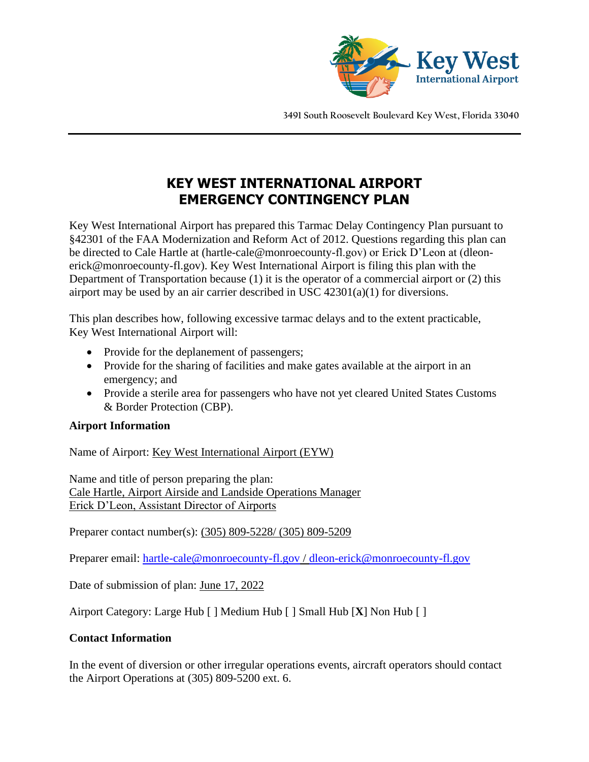Key West International Airport

3491 South Roosevelt Boulevard Key West, Florida 33040

# KEY WEST INTERNATIONAL AIRPORT EMERGENCY CONTINGENCY PLAN

Key West International Airport has prepared this Tarmac Delay Contingency Plan pursuant to §42301 of the FAA Modernization and Reform Act of 2012. Questions regarding this plan can be directed to Cale Hartle at (hartle-cale@monroecounty-fl.gov) or Erick D'Leon at (dleon-erick@monroecounty-fl.gov). Key West International Airport is filing this plan with the Department of Transportation because (1) it is the operator of a commercial airport or (2) this airport may be used by an air carrier described in USC 42301(a)(1) for diversions.

This plan describes how, following excessive tarmac delays and to the extent practicable, Key West International Airport will:

- Provide for the deplanement of passengers;
- Provide for the sharing of facilities and make gates available at the airport in an emergency; and
- Provide a sterile area for passengers who have not yet cleared United States Customs & Border Protection (CBP).

**Airport Information**

Name of Airport: Key West International Airport (EYW)

Name and title of person preparing the plan:
Cale Hartle, Airport Airside and Landside Operations Manager
Erick D'Leon, Assistant Director of Airports

Preparer contact number(s): (305) 809-5228/ (305) 809-5209

Preparer email: hartle-cale@monroecounty-fl.gov / dleon-erick@monroecounty-fl.gov

Date of submission of plan: June 17, 2022

Airport Category: Large Hub [ ] Medium Hub [ ] Small Hub [**X**] Non Hub [ ]

**Contact Information**

In the event of diversion or other irregular operations events, aircraft operators should contact the Airport Operations at (305) 809-5200 ext. 6.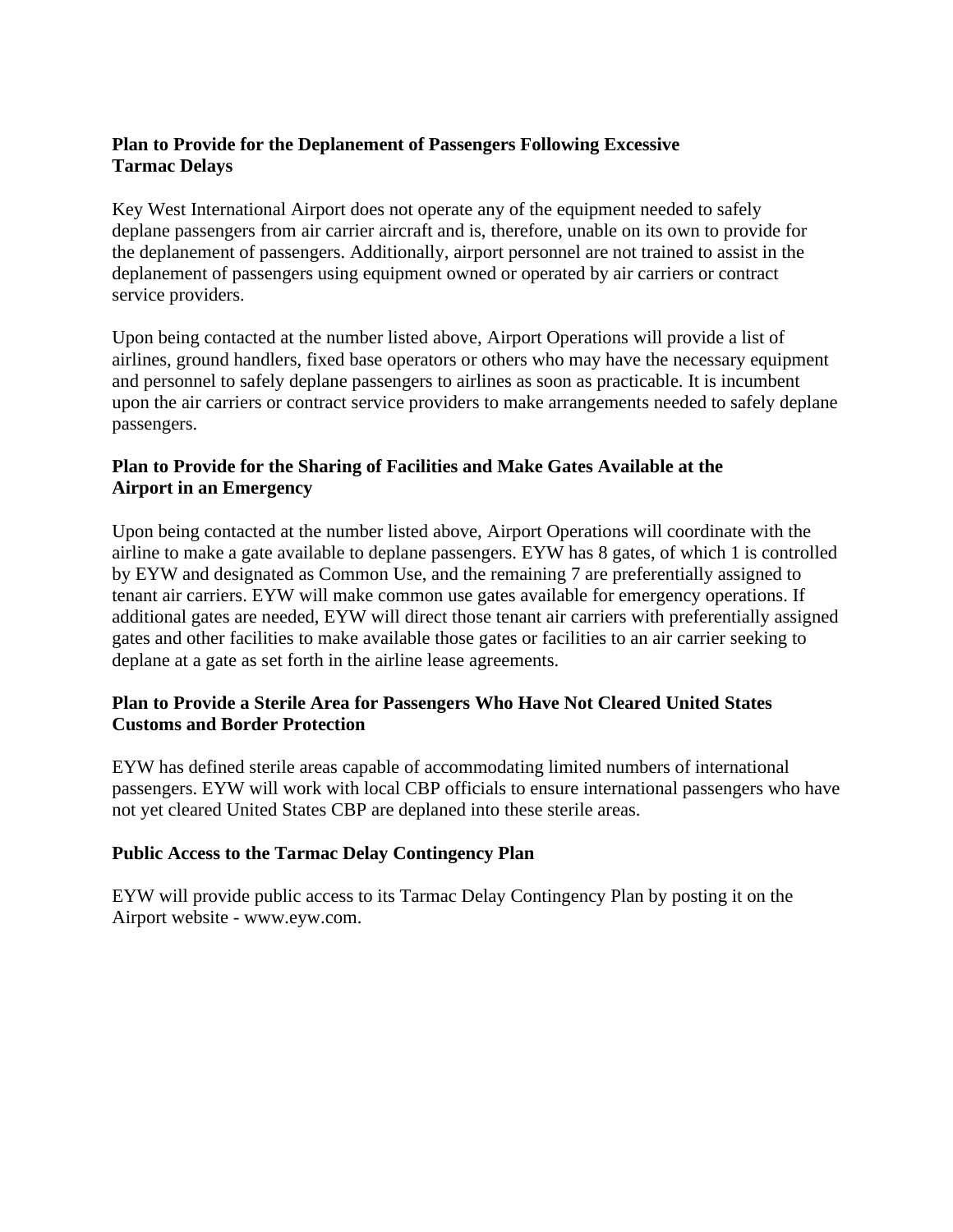**Plan to Provide for the Deplanement of Passengers Following Excessive Tarmac Delays**

Key West International Airport does not operate any of the equipment needed to safely deplane passengers from air carrier aircraft and is, therefore, unable on its own to provide for the deplanement of passengers. Additionally, airport personnel are not trained to assist in the deplanement of passengers using equipment owned or operated by air carriers or contract service providers.

Upon being contacted at the number listed above, Airport Operations will provide a list of airlines, ground handlers, fixed base operators or others who may have the necessary equipment and personnel to safely deplane passengers to airlines as soon as practicable. It is incumbent upon the air carriers or contract service providers to make arrangements needed to safely deplane passengers.

**Plan to Provide for the Sharing of Facilities and Make Gates Available at the Airport in an Emergency**

Upon being contacted at the number listed above, Airport Operations will coordinate with the airline to make a gate available to deplane passengers. EYW has 8 gates, of which 1 is controlled by EYW and designated as Common Use, and the remaining 7 are preferentially assigned to tenant air carriers. EYW will make common use gates available for emergency operations. If additional gates are needed, EYW will direct those tenant air carriers with preferentially assigned gates and other facilities to make available those gates or facilities to an air carrier seeking to deplane at a gate as set forth in the airline lease agreements.

**Plan to Provide a Sterile Area for Passengers Who Have Not Cleared United States Customs and Border Protection**

EYW has defined sterile areas capable of accommodating limited numbers of international passengers. EYW will work with local CBP officials to ensure international passengers who have not yet cleared United States CBP are deplaned into these sterile areas.

**Public Access to the Tarmac Delay Contingency Plan**

EYW will provide public access to its Tarmac Delay Contingency Plan by posting it on the Airport website - www.eyw.com.